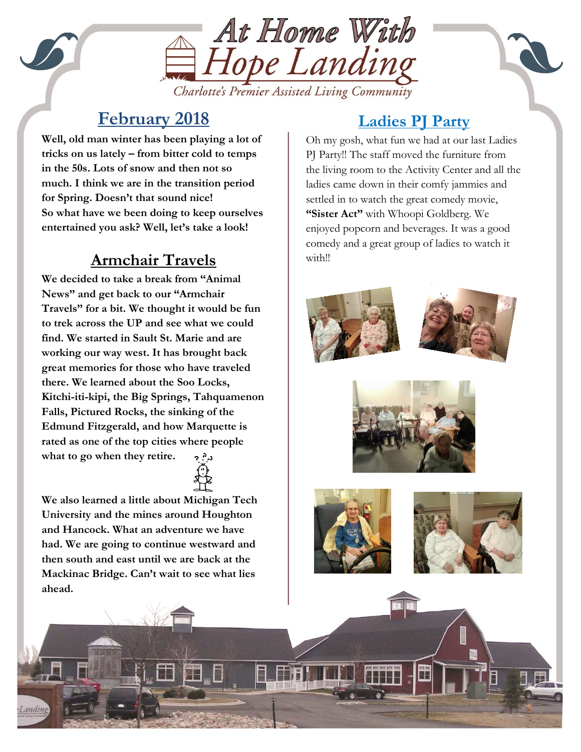# At Home With Hope Landing

*Charlotte's Premier Assisted Living Community*

## February 2018

**Well, old man winter has been playing a lot of tricks on us lately – from bitter cold to temps in the 50s. Lots of snow and then not so much. I think we are in the transition period for Spring. Doesn't that sound nice!**
**So what have we been doing to keep ourselves entertained you ask? Well, let's take a look!**

## Armchair Travels

**We decided to take a break from "Animal News" and get back to our "Armchair Travels" for a bit. We thought it would be fun to trek across the UP and see what we could find. We started in Sault St. Marie and are working our way west. It has brought back great memories for those who have traveled there. We learned about the Soo Locks, Kitchi-iti-kipi, the Big Springs, Tahquamenon Falls, Pictured Rocks, the sinking of the Edmund Fitzgerald, and how Marquette is rated as one of the top cities where people what to go when they retire.**

**We also learned a little about Michigan Tech University and the mines around Houghton and Hancock. What an adventure we have had. We are going to continue westward and then south and east until we are back at the Mackinac Bridge. Can't wait to see what lies ahead.**

## Ladies PJ Party

Oh my gosh, what fun we had at our last Ladies PJ Party!! The staff moved the furniture from the living room to the Activity Center and all the ladies came down in their comfy jammies and settled in to watch the great comedy movie, **"Sister Act"** with Whoopi Goldberg. We enjoyed popcorn and beverages. It was a good comedy and a great group of ladies to watch it with!!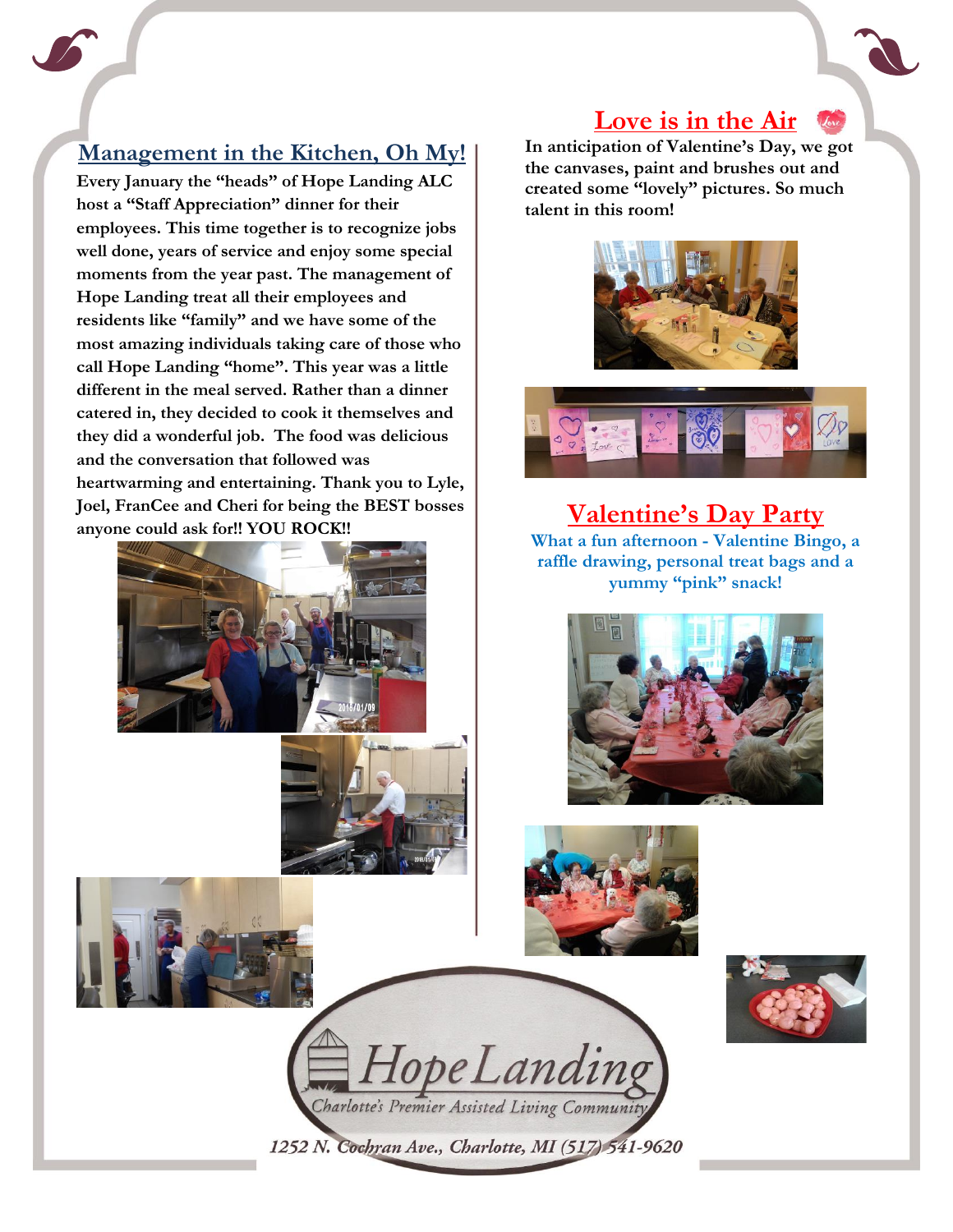## Management in the Kitchen, Oh My!

**Every January the "heads" of Hope Landing ALC host a "Staff Appreciation" dinner for their employees. This time together is to recognize jobs well done, years of service and enjoy some special moments from the year past. The management of Hope Landing treat all their employees and residents like "family" and we have some of the most amazing individuals taking care of those who call Hope Landing "home". This year was a little different in the meal served. Rather than a dinner catered in, they decided to cook it themselves and they did a wonderful job. The food was delicious and the conversation that followed was heartwarming and entertaining. Thank you to Lyle, Joel, FranCee and Cheri for being the BEST bosses anyone could ask for!! YOU ROCK!!**

## Love is in the Air

**In anticipation of Valentine's Day, we got the canvases, paint and brushes out and created some "lovely" pictures. So much talent in this room!**

## Valentine's Day Party

**What a fun afternoon - Valentine Bingo, a raffle drawing, personal treat bags and a yummy "pink" snack!**

Hope Landing
Charlotte's Premier Assisted Living Community

*1252 N. Cochran Ave., Charlotte, MI (517) 541-9620*